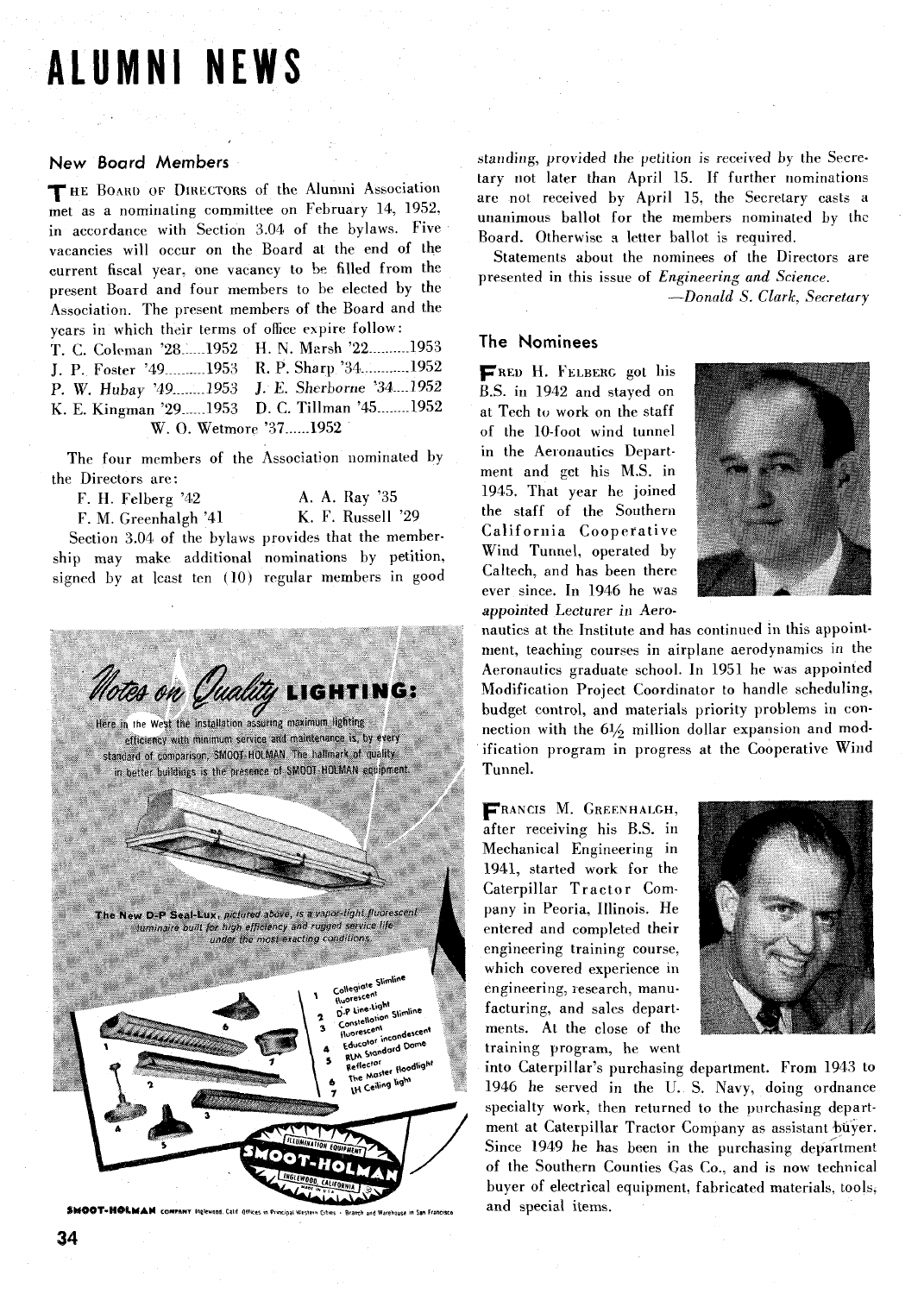# ALUMNI NEWS

## New Board Members

THE BOARD OF DIRECTORS of the Alumni Association met as a nominating committee on February 14, 1952, in accordance with Section 3.04 of the bylaws. Five vacancies will occur on the Board at the end of the current fiscal year, one vacancy to be filled from the present Board and four members to be elected by the Association. The present members of the Board and the years in which their terms of office expire follow:

| | | | |
|---|---|---|---|
| T. C. Coleman '28 | 1952 | H. N. Marsh '22 | 1953 |
| J. P. Foster '49 | 1953 | R. P. Sharp '34 | 1952 |
| P. W. Hubay '49 | 1953 | J. E. Sherborne '34 | 1952 |
| K. E. Kingman '29 | 1953 | D. C. Tillman '45 | 1952 |
| W. O. Wetmore '37 | 1952 | | |

The four members of the Association nominated by the Directors are:

| | |
|---|---|
| F. H. Felberg '42 | A. A. Ray '35 |
| F. M. Greenhalgh '41 | K. F. Russell '29 |

Section 3.04 of the bylaws provides that the membership may make additional nominations by petition, signed by at least ten (10) regular members in good standing, *provided the petition is received by the Secretary not later than April 15.* If further nominations are not received by April 15, the Secretary casts a unanimous ballot for the members nominated by the Board. Otherwise a letter ballot is required.

Statements about the nominees of the Directors are presented in this issue of *Engineering and Science.*

—*Donald S. Clark, Secretary*

## The Nominees

FRED H. FELBERG got his B.S. in 1942 and stayed on at Tech to work on the staff of the 10-foot wind tunnel in the Aeronautics Department and get his M.S. in 1945. That year he joined the staff of the Southern California Cooperative Wind Tunnel, operated by Caltech, and has been there ever since. In 1946 he was appointed Lecturer in Aeronautics at the Institute and has continued in this appointment, teaching courses in airplane aerodynamics in the Aeronautics graduate school. In 1951 he was appointed Modification Project Coordinator to handle scheduling, budget control, and materials priority problems in connection with the 6½ million dollar expansion and modification program in progress at the Cooperative Wind Tunnel.

FRANCIS M. GREENHALGH, after receiving his B.S. in Mechanical Engineering in 1941, started work for the Caterpillar Tractor Company in Peoria, Illinois. He entered and completed their engineering training course, which covered experience in engineering, research, manufacturing, and sales departments. At the close of the training program, he went into Caterpillar's purchasing department. From 1943 to 1946 he served in the U. S. Navy, doing ordnance specialty work, then returned to the purchasing department at Caterpillar Tractor Company as assistant buyer. Since 1949 he has been in the purchasing department of the Southern Counties Gas Co., and is now technical buyer of electrical equipment, fabricated materials, tools, and special items.

---

**Notes on Quality LIGHTING:**

Here in the West the installation assuring maximum lighting efficiency with minimum service and maintenance is, by every standard of comparison, SMOOT-HOLMAN. The hallmark of quality in better buildings is the presence of SMOOT-HOLMAN equipment.

The New D-P Seal-Lux, pictured above, is a vapor-tight fluorescent luminaire built for high efficiency and rugged service life under the most exacting conditions.

1. Collegiate Slimline fluorescent
2. D-P Line-Light
3. Constellation Slimline fluorescent
4. Educator incandescent RLM Standard Dome Reflector
5. The Master floodlight
6. LH Ceiling light
7.

ILLUMINATION EQUIPMENT — SMOOT-HOLMAN — INGLEWOOD, CALIFORNIA

SMOOT-HOLMAN COMPANY Inglewood, Calif. Offices in Principal Western Cities • Branch and Warehouse in San Francisco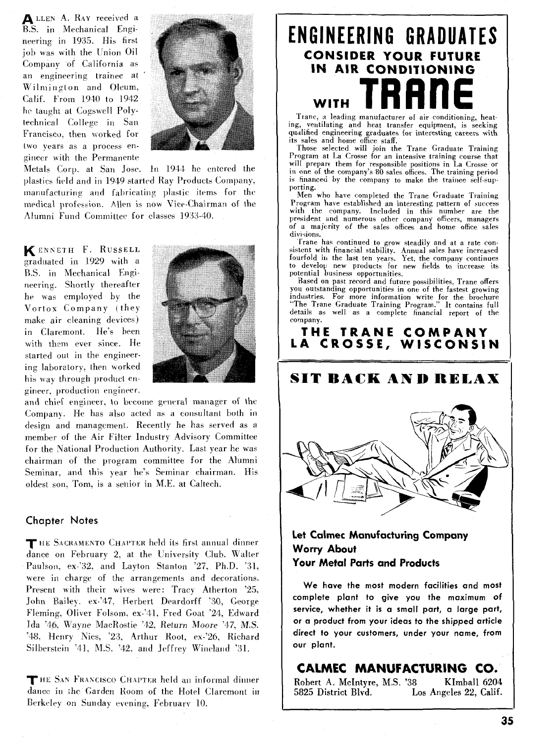ALLEN A. RAY received a B.S. in Mechanical Engineering in 1935. His first job was with the Union Oil Company of California as an engineering trainee at Wilmington and Oleum, Calif. From 1940 to 1942 he taught at Cogswell Polytechnical College in San Francisco, then worked for two years as a process engineer with the Permanente Metals Corp. at San Jose. In 1944 he entered the plastics field and in 1949 started Ray Products Company, manufacturing and fabricating plastic items for the medical profession. Allen is now Vice-Chairman of the Alumni Fund Committee for classes 1933-40.

KENNETH F. RUSSELL graduated in 1929 with a B.S. in Mechanical Engineering. Shortly thereafter he was employed by the Vortox Company (they make air cleaning devices) in Claremont. He's been with them ever since. He started out in the engineering laboratory, then worked his way through product engineer, production engineer, and chief engineer, to become general manager of the Company. He has also acted as a consultant both in design and management. Recently he has served as a member of the Air Filter Industry Advisory Committee for the National Production Authority. Last year he was chairman of the program committee for the Alumni Seminar, and this year he's Seminar chairman. His oldest son, Tom, is a senior in M.E. at Caltech.

### Chapter Notes

THE SACRAMENTO CHAPTER held its first annual dinner dance on February 2, at the University Club. Walter Paulson, ex-'32, and Layton Stanton '27, Ph.D. '31, were in charge of the arrangements and decorations. Present with their wives were: Tracy Atherton '25, John Bailey, ex-'47, Herbert Deardorff '30, George Fleming, Oliver Folsom, ex-'41, Fred Goat '24, Edward Ida '46, Wayne MacRostie '42, Return Moore '47, M.S. '48, Henry Nies, '23, Arthur Root, ex-'26, Richard Silberstein '41, M.S. '42, and Jeffrey Wineland '31.

THE SAN FRANCISCO CHAPTER held an informal dinner dance in the Garden Room of the Hotel Claremont in Berkeley on Sunday evening, February 10.

---

# ENGINEERING GRADUATES

## CONSIDER YOUR FUTURE IN AIR CONDITIONING WITH TRANE

Trane, a leading manufacturer of air conditioning, heating, ventilating and heat transfer equipment, is seeking qualified engineering graduates for interesting careers with its sales and home office staff.

Those selected will join the Trane Graduate Training Program at La Crosse for an intensive training course that will prepare them for responsible positions in La Crosse or in one of the company's 80 sales offices. The training period is financed by the company to make the trainee self-supporting.

Men who have completed the Trane Graduate Training Program have established an interesting pattern of success with the company. Included in this number are the president and numerous other company officers, managers of a majority of the sales offices and home office sales divisions.

Trane has continued to grow steadily and at a rate consistent with financial stability. Annual sales have increased fourfold in the last ten years. Yet, the company continues to develop new products for new fields to increase its potential business opportunities.

Based on past record and future possibilities, Trane offers you outstanding opportunities in one of the fastest growing industries. For more information write for the brochure "The Trane Graduate Training Program." It contains full details as well as a complete financial report of the company.

**THE TRANE COMPANY**
**LA CROSSE, WISCONSIN**

---

# SIT BACK AND RELAX

**Let Calmec Manufacturing Company Worry About Your Metal Parts and Products**

We have the most modern facilities and most complete plant to give you the maximum of service, whether it is a small part, a large part, or a product from your ideas to the shipped article direct to your customers, under your name, from our plant.

**CALMEC MANUFACTURING CO.**

Robert A. McIntyre, M.S. '38 — KImball 6204
5825 District Blvd. — Los Angeles 22, Calif.